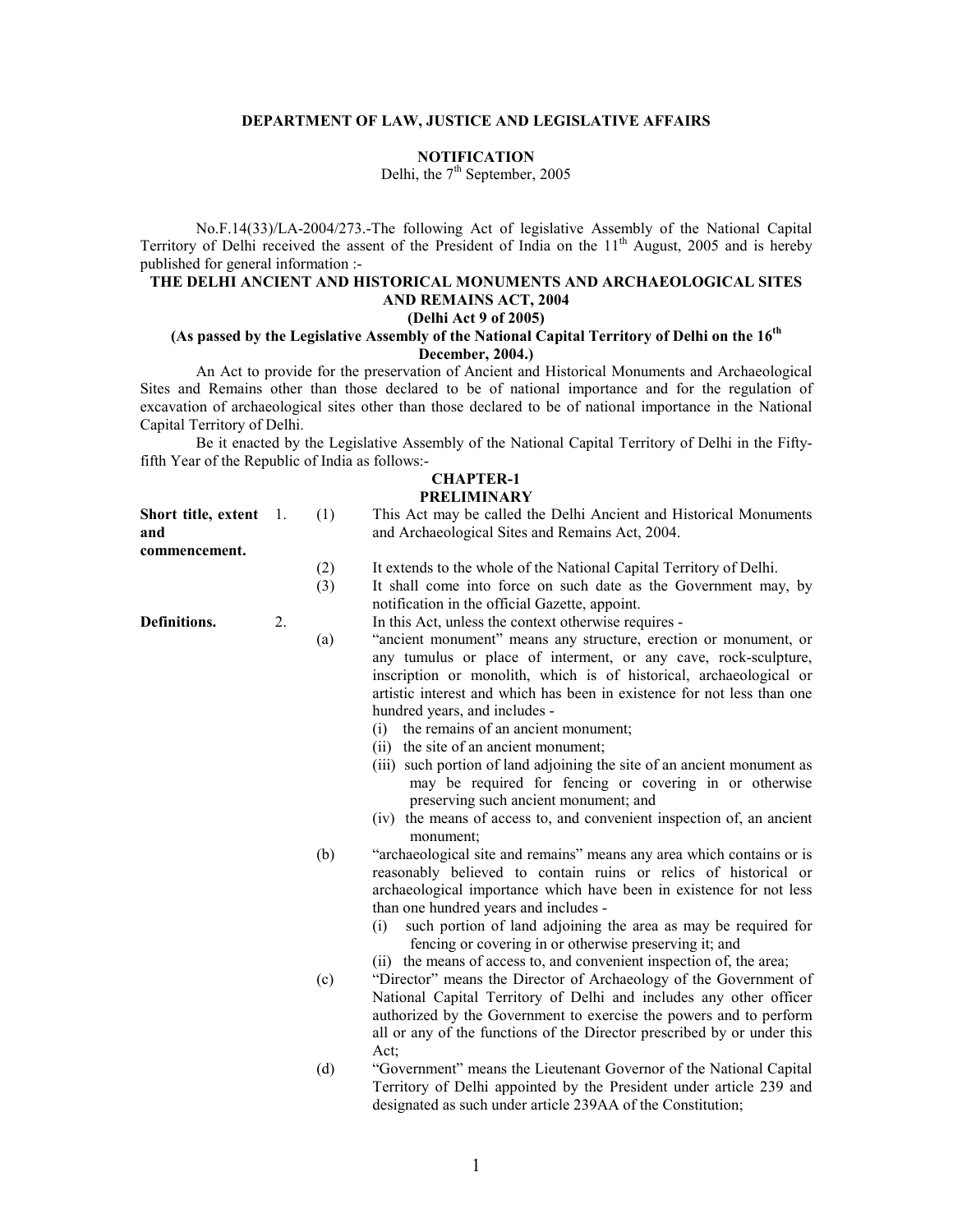**DEPARTMENT OF LAW, JUSTICE AND LEGISLATIVE AFFAIRS**

**NOTIFICATION**

Delhi, the 7th September, 2005

No.F.14(33)/LA-2004/273.-The following Act of legislative Assembly of the National Capital Territory of Delhi received the assent of the President of India on the 11th August, 2005 and is hereby published for general information :-

# THE DELHI ANCIENT AND HISTORICAL MONUMENTS AND ARCHAEOLOGICAL SITES AND REMAINS ACT, 2004

**(Delhi Act 9 of 2005)**

**(As passed by the Legislative Assembly of the National Capital Territory of Delhi on the 16th December, 2004.)**

An Act to provide for the preservation of Ancient and Historical Monuments and Archaeological Sites and Remains other than those declared to be of national importance and for the regulation of excavation of archaeological sites other than those declared to be of national importance in the National Capital Territory of Delhi.

Be it enacted by the Legislative Assembly of the National Capital Territory of Delhi in the Fifty-fifth Year of the Republic of India as follows:-

## CHAPTER-1

## PRELIMINARY

**Short title, extent and commencement.**

1. (1) This Act may be called the Delhi Ancient and Historical Monuments and Archaeological Sites and Remains Act, 2004.

(2) It extends to the whole of the National Capital Territory of Delhi.

(3) It shall come into force on such date as the Government may, by notification in the official Gazette, appoint.

**Definitions.**

2. In this Act, unless the context otherwise requires -

(a) "ancient monument" means any structure, erection or monument, or any tumulus or place of interment, or any cave, rock-sculpture, inscription or monolith, which is of historical, archaeological or artistic interest and which has been in existence for not less than one hundred years, and includes -

(i) the remains of an ancient monument;

(ii) the site of an ancient monument;

(iii) such portion of land adjoining the site of an ancient monument as may be required for fencing or covering in or otherwise preserving such ancient monument; and

(iv) the means of access to, and convenient inspection of, an ancient monument;

(b) "archaeological site and remains" means any area which contains or is reasonably believed to contain ruins or relics of historical or archaeological importance which have been in existence for not less than one hundred years and includes -

(i) such portion of land adjoining the area as may be required for fencing or covering in or otherwise preserving it; and

(ii) the means of access to, and convenient inspection of, the area;

(c) "Director" means the Director of Archaeology of the Government of National Capital Territory of Delhi and includes any other officer authorized by the Government to exercise the powers and to perform all or any of the functions of the Director prescribed by or under this Act;

(d) "Government" means the Lieutenant Governor of the National Capital Territory of Delhi appointed by the President under article 239 and designated as such under article 239AA of the Constitution;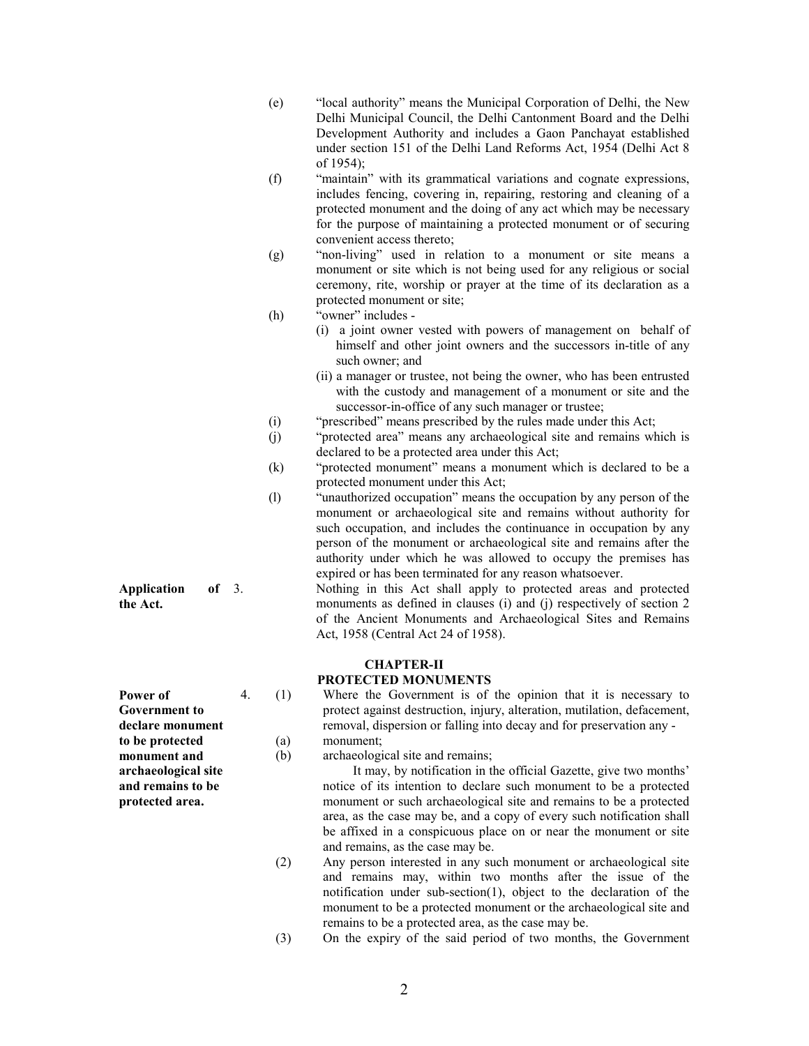(e) "local authority" means the Municipal Corporation of Delhi, the New Delhi Municipal Council, the Delhi Cantonment Board and the Delhi Development Authority and includes a Gaon Panchayat established under section 151 of the Delhi Land Reforms Act, 1954 (Delhi Act 8 of 1954);

(f) "maintain" with its grammatical variations and cognate expressions, includes fencing, covering in, repairing, restoring and cleaning of a protected monument and the doing of any act which may be necessary for the purpose of maintaining a protected monument or of securing convenient access thereto;

(g) "non-living" used in relation to a monument or site means a monument or site which is not being used for any religious or social ceremony, rite, worship or prayer at the time of its declaration as a protected monument or site;

(h) "owner" includes -

(i) a joint owner vested with powers of management on behalf of himself and other joint owners and the successors in-title of any such owner; and

(ii) a manager or trustee, not being the owner, who has been entrusted with the custody and management of a monument or site and the successor-in-office of any such manager or trustee;

(i) "prescribed" means prescribed by the rules made under this Act;

(j) "protected area" means any archaeological site and remains which is declared to be a protected area under this Act;

(k) "protected monument" means a monument which is declared to be a protected monument under this Act;

(l) "unauthorized occupation" means the occupation by any person of the monument or archaeological site and remains without authority for such occupation, and includes the continuance in occupation by any person of the monument or archaeological site and remains after the authority under which he was allowed to occupy the premises has expired or has been terminated for any reason whatsoever.

**Application of the Act.**

3. Nothing in this Act shall apply to protected areas and protected monuments as defined in clauses (i) and (j) respectively of section 2 of the Ancient Monuments and Archaeological Sites and Remains Act, 1958 (Central Act 24 of 1958).

## CHAPTER-II
## PROTECTED MONUMENTS

**Power of Government to declare monument to be protected monument and archaeological site and remains to be protected area.**

4. (1) Where the Government is of the opinion that it is necessary to protect against destruction, injury, alteration, mutilation, defacement, removal, dispersion or falling into decay and for preservation any -

(a) monument;

(b) archaeological site and remains;

It may, by notification in the official Gazette, give two months' notice of its intention to declare such monument to be a protected monument or such archaeological site and remains to be a protected area, as the case may be, and a copy of every such notification shall be affixed in a conspicuous place on or near the monument or site and remains, as the case may be.

(2) Any person interested in any such monument or archaeological site and remains may, within two months after the issue of the notification under sub-section(1), object to the declaration of the monument to be a protected monument or the archaeological site and remains to be a protected area, as the case may be.

(3) On the expiry of the said period of two months, the Government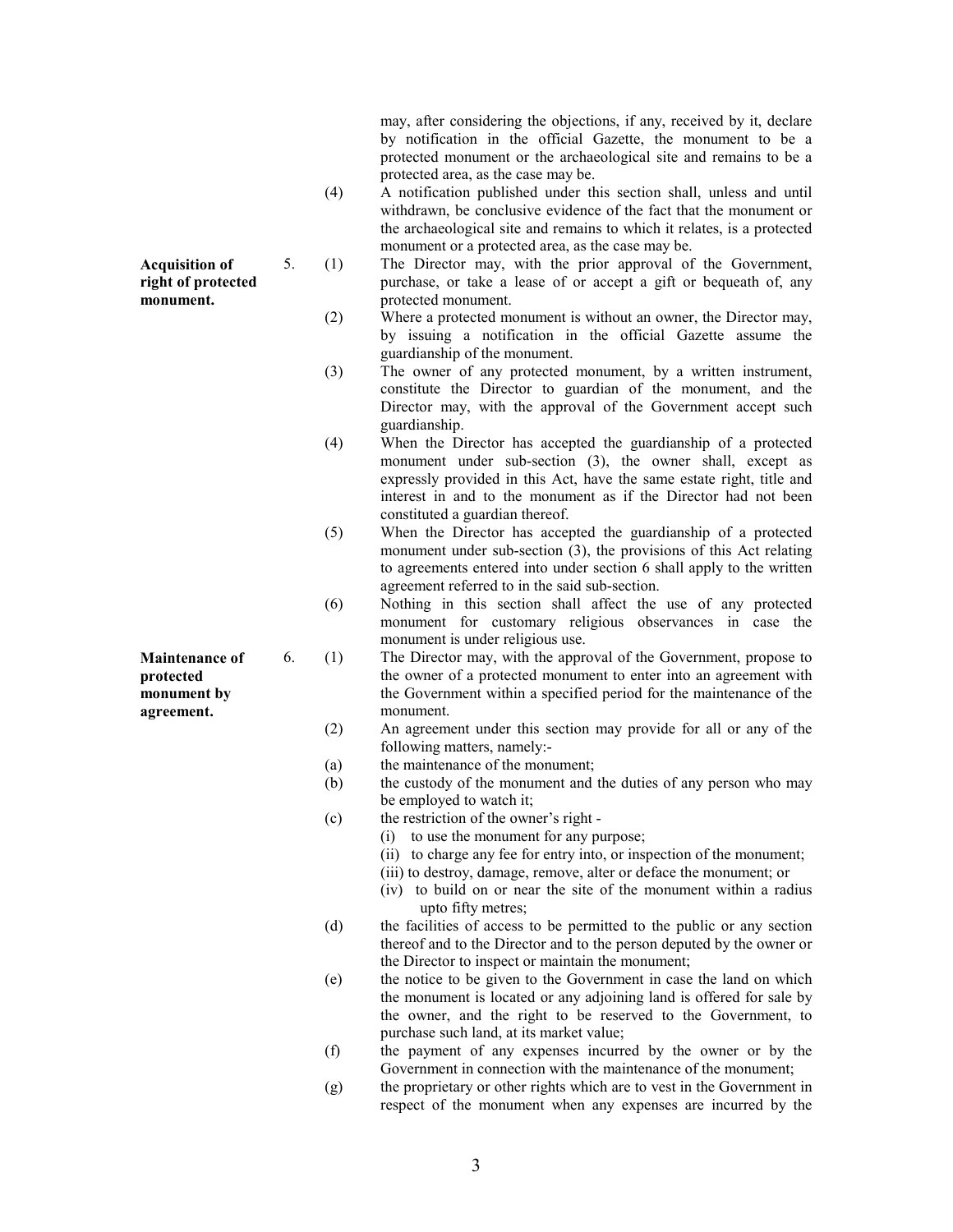may, after considering the objections, if any, received by it, declare by notification in the official Gazette, the monument to be a protected monument or the archaeological site and remains to be a protected area, as the case may be.

(4) A notification published under this section shall, unless and until withdrawn, be conclusive evidence of the fact that the monument or the archaeological site and remains to which it relates, is a protected monument or a protected area, as the case may be.

**Acquisition of right of protected monument.**

5. (1) The Director may, with the prior approval of the Government, purchase, or take a lease of or accept a gift or bequeath of, any protected monument.

(2) Where a protected monument is without an owner, the Director may, by issuing a notification in the official Gazette assume the guardianship of the monument.

(3) The owner of any protected monument, by a written instrument, constitute the Director to guardian of the monument, and the Director may, with the approval of the Government accept such guardianship.

(4) When the Director has accepted the guardianship of a protected monument under sub-section (3), the owner shall, except as expressly provided in this Act, have the same estate right, title and interest in and to the monument as if the Director had not been constituted a guardian thereof.

(5) When the Director has accepted the guardianship of a protected monument under sub-section (3), the provisions of this Act relating to agreements entered into under section 6 shall apply to the written agreement referred to in the said sub-section.

(6) Nothing in this section shall affect the use of any protected monument for customary religious observances in case the monument is under religious use.

**Maintenance of protected monument by agreement.**

6. (1) The Director may, with the approval of the Government, propose to the owner of a protected monument to enter into an agreement with the Government within a specified period for the maintenance of the monument.

(2) An agreement under this section may provide for all or any of the following matters, namely:-

(a) the maintenance of the monument;

(b) the custody of the monument and the duties of any person who may be employed to watch it;

(c) the restriction of the owner's right -

(i) to use the monument for any purpose;

(ii) to charge any fee for entry into, or inspection of the monument;

(iii) to destroy, damage, remove, alter or deface the monument; or

(iv) to build on or near the site of the monument within a radius upto fifty metres;

(d) the facilities of access to be permitted to the public or any section thereof and to the Director and to the person deputed by the owner or the Director to inspect or maintain the monument;

(e) the notice to be given to the Government in case the land on which the monument is located or any adjoining land is offered for sale by the owner, and the right to be reserved to the Government, to purchase such land, at its market value;

(f) the payment of any expenses incurred by the owner or by the Government in connection with the maintenance of the monument;

(g) the proprietary or other rights which are to vest in the Government in respect of the monument when any expenses are incurred by the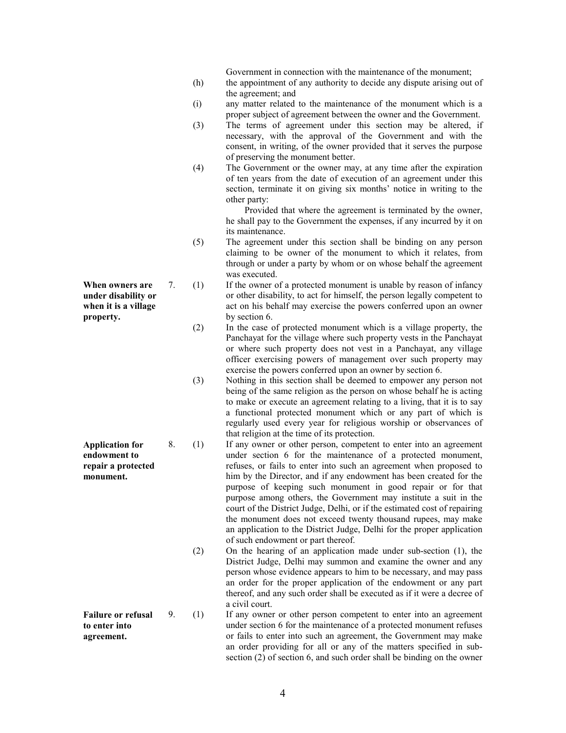Government in connection with the maintenance of the monument;

(h) the appointment of any authority to decide any dispute arising out of the agreement; and

(i) any matter related to the maintenance of the monument which is a proper subject of agreement between the owner and the Government.

(3) The terms of agreement under this section may be altered, if necessary, with the approval of the Government and with the consent, in writing, of the owner provided that it serves the purpose of preserving the monument better.

(4) The Government or the owner may, at any time after the expiration of ten years from the date of execution of an agreement under this section, terminate it on giving six months' notice in writing to the other party:

Provided that where the agreement is terminated by the owner, he shall pay to the Government the expenses, if any incurred by it on its maintenance.

(5) The agreement under this section shall be binding on any person claiming to be owner of the monument to which it relates, from through or under a party by whom or on whose behalf the agreement was executed.

**When owners are under disability or when it is a village property.**

7. (1) If the owner of a protected monument is unable by reason of infancy or other disability, to act for himself, the person legally competent to act on his behalf may exercise the powers conferred upon an owner by section 6.

(2) In the case of protected monument which is a village property, the Panchayat for the village where such property vests in the Panchayat or where such property does not vest in a Panchayat, any village officer exercising powers of management over such property may exercise the powers conferred upon an owner by section 6.

(3) Nothing in this section shall be deemed to empower any person not being of the same religion as the person on whose behalf he is acting to make or execute an agreement relating to a living, that it is to say a functional protected monument which or any part of which is regularly used every year for religious worship or observances of that religion at the time of its protection.

**Application for endowment to repair a protected monument.**

8. (1) If any owner or other person, competent to enter into an agreement under section 6 for the maintenance of a protected monument, refuses, or fails to enter into such an agreement when proposed to him by the Director, and if any endowment has been created for the purpose of keeping such monument in good repair or for that purpose among others, the Government may institute a suit in the court of the District Judge, Delhi, or if the estimated cost of repairing the monument does not exceed twenty thousand rupees, may make an application to the District Judge, Delhi for the proper application of such endowment or part thereof.

(2) On the hearing of an application made under sub-section (1), the District Judge, Delhi may summon and examine the owner and any person whose evidence appears to him to be necessary, and may pass an order for the proper application of the endowment or any part thereof, and any such order shall be executed as if it were a decree of a civil court.

**Failure or refusal to enter into agreement.**

9. (1) If any owner or other person competent to enter into an agreement under section 6 for the maintenance of a protected monument refuses or fails to enter into such an agreement, the Government may make an order providing for all or any of the matters specified in sub-section (2) of section 6, and such order shall be binding on the owner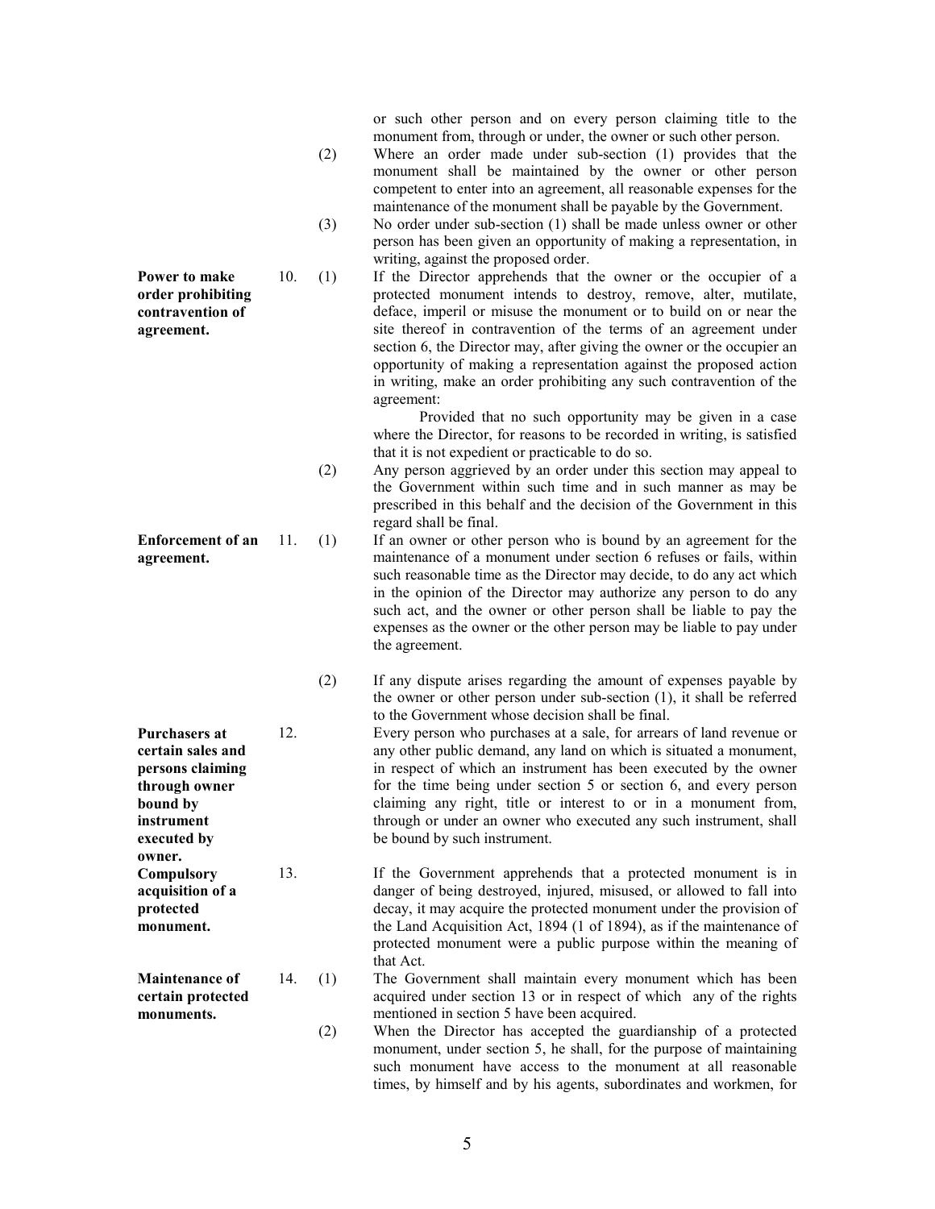or such other person and on every person claiming title to the monument from, through or under, the owner or such other person.

(2) Where an order made under sub-section (1) provides that the monument shall be maintained by the owner or other person competent to enter into an agreement, all reasonable expenses for the maintenance of the monument shall be payable by the Government.

(3) No order under sub-section (1) shall be made unless owner or other person has been given an opportunity of making a representation, in writing, against the proposed order.

**Power to make order prohibiting contravention of agreement.**

10. (1) If the Director apprehends that the owner or the occupier of a protected monument intends to destroy, remove, alter, mutilate, deface, imperil or misuse the monument or to build on or near the site thereof in contravention of the terms of an agreement under section 6, the Director may, after giving the owner or the occupier an opportunity of making a representation against the proposed action in writing, make an order prohibiting any such contravention of the agreement:

Provided that no such opportunity may be given in a case where the Director, for reasons to be recorded in writing, is satisfied that it is not expedient or practicable to do so.

(2) Any person aggrieved by an order under this section may appeal to the Government within such time and in such manner as may be prescribed in this behalf and the decision of the Government in this regard shall be final.

**Enforcement of an agreement.**

11. (1) If an owner or other person who is bound by an agreement for the maintenance of a monument under section 6 refuses or fails, within such reasonable time as the Director may decide, to do any act which in the opinion of the Director may authorize any person to do any such act, and the owner or other person shall be liable to pay the expenses as the owner or the other person may be liable to pay under the agreement.

(2) If any dispute arises regarding the amount of expenses payable by the owner or other person under sub-section (1), it shall be referred to the Government whose decision shall be final.

**Purchasers at certain sales and persons claiming through owner bound by instrument executed by owner.**

12. Every person who purchases at a sale, for arrears of land revenue or any other public demand, any land on which is situated a monument, in respect of which an instrument has been executed by the owner for the time being under section 5 or section 6, and every person claiming any right, title or interest to or in a monument from, through or under an owner who executed any such instrument, shall be bound by such instrument.

**Compulsory acquisition of a protected monument.**

13. If the Government apprehends that a protected monument is in danger of being destroyed, injured, misused, or allowed to fall into decay, it may acquire the protected monument under the provision of the Land Acquisition Act, 1894 (1 of 1894), as if the maintenance of protected monument were a public purpose within the meaning of that Act.

**Maintenance of certain protected monuments.**

14. (1) The Government shall maintain every monument which has been acquired under section 13 or in respect of which any of the rights mentioned in section 5 have been acquired.

(2) When the Director has accepted the guardianship of a protected monument, under section 5, he shall, for the purpose of maintaining such monument have access to the monument at all reasonable times, by himself and by his agents, subordinates and workmen, for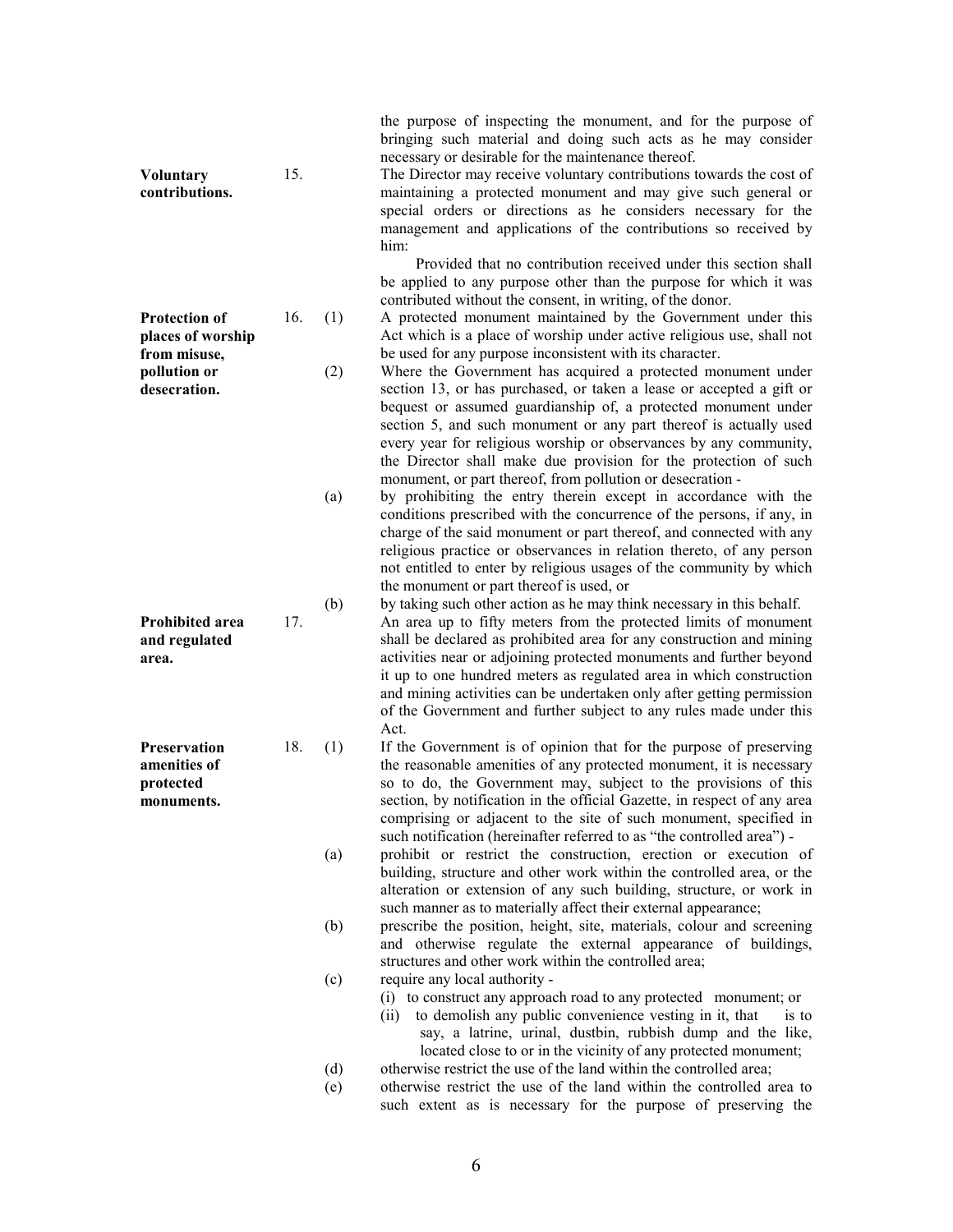the purpose of inspecting the monument, and for the purpose of bringing such material and doing such acts as he may consider necessary or desirable for the maintenance thereof.

**Voluntary contributions.**

15. The Director may receive voluntary contributions towards the cost of maintaining a protected monument and may give such general or special orders or directions as he considers necessary for the management and applications of the contributions so received by him:

Provided that no contribution received under this section shall be applied to any purpose other than the purpose for which it was contributed without the consent, in writing, of the donor.

**Protection of places of worship from misuse, pollution or desecration.**

16. (1) A protected monument maintained by the Government under this Act which is a place of worship under active religious use, shall not be used for any purpose inconsistent with its character.

(2) Where the Government has acquired a protected monument under section 13, or has purchased, or taken a lease or accepted a gift or bequest or assumed guardianship of, a protected monument under section 5, and such monument or any part thereof is actually used every year for religious worship or observances by any community, the Director shall make due provision for the protection of such monument, or part thereof, from pollution or desecration -

(a) by prohibiting the entry therein except in accordance with the conditions prescribed with the concurrence of the persons, if any, in charge of the said monument or part thereof, and connected with any religious practice or observances in relation thereto, of any person not entitled to enter by religious usages of the community by which the monument or part thereof is used, or

(b) by taking such other action as he may think necessary in this behalf.

**Prohibited area and regulated area.**

17. An area up to fifty meters from the protected limits of monument shall be declared as prohibited area for any construction and mining activities near or adjoining protected monuments and further beyond it up to one hundred meters as regulated area in which construction and mining activities can be undertaken only after getting permission of the Government and further subject to any rules made under this Act.

**Preservation amenities of protected monuments.**

18. (1) If the Government is of opinion that for the purpose of preserving the reasonable amenities of any protected monument, it is necessary so to do, the Government may, subject to the provisions of this section, by notification in the official Gazette, in respect of any area comprising or adjacent to the site of such monument, specified in such notification (hereinafter referred to as "the controlled area") -

(a) prohibit or restrict the construction, erection or execution of building, structure and other work within the controlled area, or the alteration or extension of any such building, structure, or work in such manner as to materially affect their external appearance;

(b) prescribe the position, height, site, materials, colour and screening and otherwise regulate the external appearance of buildings, structures and other work within the controlled area;

(c) require any local authority -

(i) to construct any approach road to any protected monument; or

(ii) to demolish any public convenience vesting in it, that is to say, a latrine, urinal, dustbin, rubbish dump and the like, located close to or in the vicinity of any protected monument;

(d) otherwise restrict the use of the land within the controlled area;

(e) otherwise restrict the use of the land within the controlled area to such extent as is necessary for the purpose of preserving the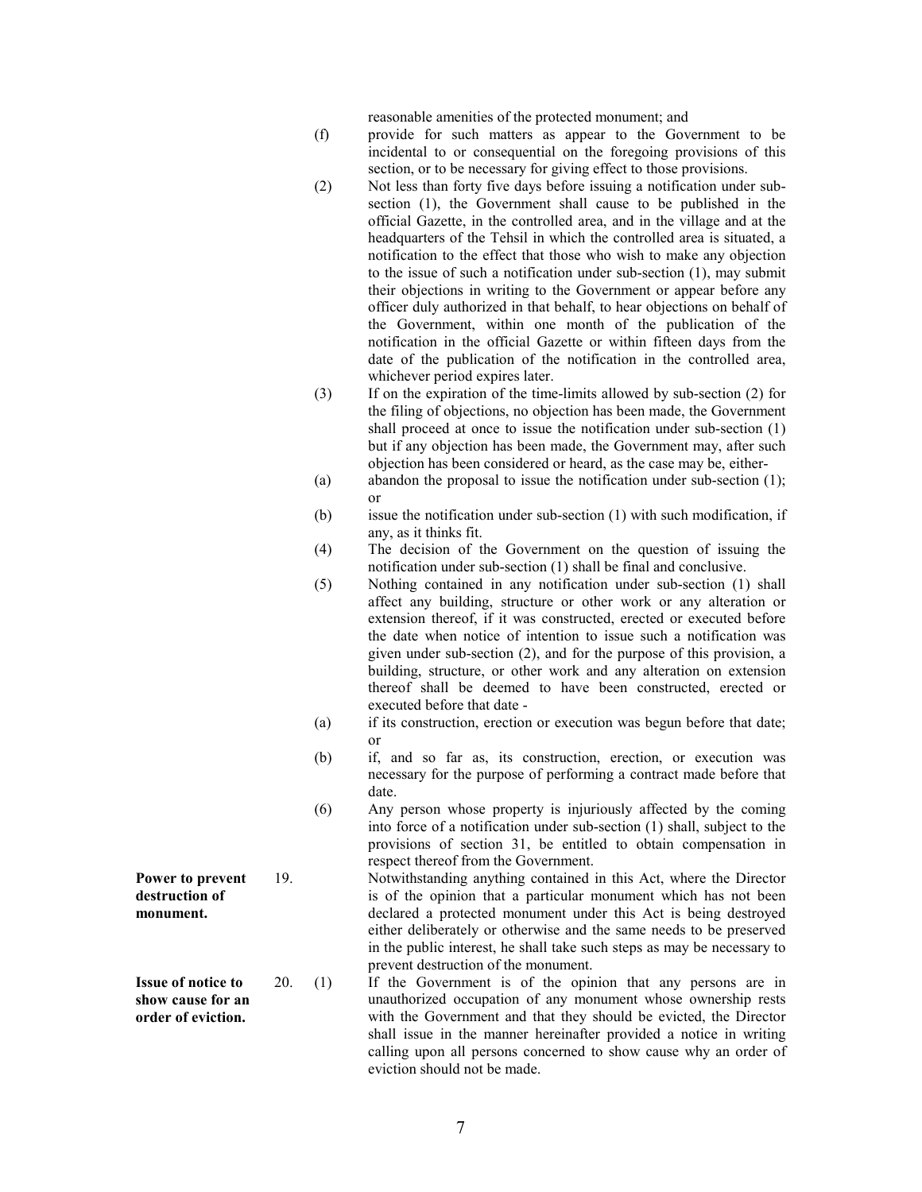reasonable amenities of the protected monument; and

(f) provide for such matters as appear to the Government to be incidental to or consequential on the foregoing provisions of this section, or to be necessary for giving effect to those provisions.

(2) Not less than forty five days before issuing a notification under sub-section (1), the Government shall cause to be published in the official Gazette, in the controlled area, and in the village and at the headquarters of the Tehsil in which the controlled area is situated, a notification to the effect that those who wish to make any objection to the issue of such a notification under sub-section (1), may submit their objections in writing to the Government or appear before any officer duly authorized in that behalf, to hear objections on behalf of the Government, within one month of the publication of the notification in the official Gazette or within fifteen days from the date of the publication of the notification in the controlled area, whichever period expires later.

(3) If on the expiration of the time-limits allowed by sub-section (2) for the filing of objections, no objection has been made, the Government shall proceed at once to issue the notification under sub-section (1) but if any objection has been made, the Government may, after such objection has been considered or heard, as the case may be, either-

(a) abandon the proposal to issue the notification under sub-section (1); or

(b) issue the notification under sub-section (1) with such modification, if any, as it thinks fit.

(4) The decision of the Government on the question of issuing the notification under sub-section (1) shall be final and conclusive.

(5) Nothing contained in any notification under sub-section (1) shall affect any building, structure or other work or any alteration or extension thereof, if it was constructed, erected or executed before the date when notice of intention to issue such a notification was given under sub-section (2), and for the purpose of this provision, a building, structure, or other work and any alteration on extension thereof shall be deemed to have been constructed, erected or executed before that date -

(a) if its construction, erection or execution was begun before that date; or

(b) if, and so far as, its construction, erection, or execution was necessary for the purpose of performing a contract made before that date.

(6) Any person whose property is injuriously affected by the coming into force of a notification under sub-section (1) shall, subject to the provisions of section 31, be entitled to obtain compensation in respect thereof from the Government.

**Power to prevent destruction of monument.**

19. Notwithstanding anything contained in this Act, where the Director is of the opinion that a particular monument which has not been declared a protected monument under this Act is being destroyed either deliberately or otherwise and the same needs to be preserved in the public interest, he shall take such steps as may be necessary to prevent destruction of the monument.

**Issue of notice to show cause for an order of eviction.**

20. (1) If the Government is of the opinion that any persons are in unauthorized occupation of any monument whose ownership rests with the Government and that they should be evicted, the Director shall issue in the manner hereinafter provided a notice in writing calling upon all persons concerned to show cause why an order of eviction should not be made.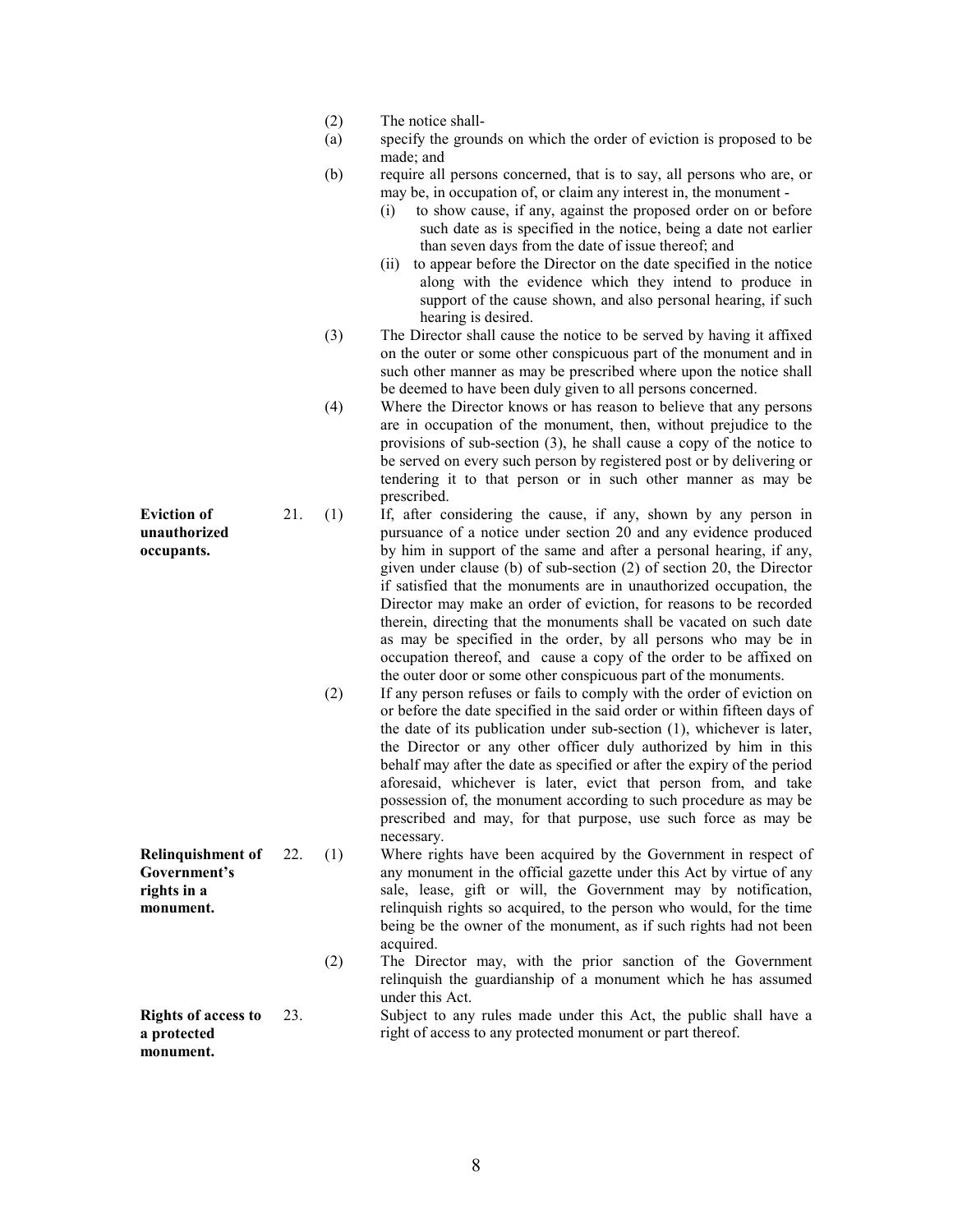(2) The notice shall-

(a) specify the grounds on which the order of eviction is proposed to be made; and

(b) require all persons concerned, that is to say, all persons who are, or may be, in occupation of, or claim any interest in, the monument -

   (i) to show cause, if any, against the proposed order on or before such date as is specified in the notice, being a date not earlier than seven days from the date of issue thereof; and

   (ii) to appear before the Director on the date specified in the notice along with the evidence which they intend to produce in support of the cause shown, and also personal hearing, if such hearing is desired.

(3) The Director shall cause the notice to be served by having it affixed on the outer or some other conspicuous part of the monument and in such other manner as may be prescribed where upon the notice shall be deemed to have been duly given to all persons concerned.

(4) Where the Director knows or has reason to believe that any persons are in occupation of the monument, then, without prejudice to the provisions of sub-section (3), he shall cause a copy of the notice to be served on every such person by registered post or by delivering or tendering it to that person or in such other manner as may be prescribed.

**Eviction of unauthorized occupants.**

21. (1) If, after considering the cause, if any, shown by any person in pursuance of a notice under section 20 and any evidence produced by him in support of the same and after a personal hearing, if any, given under clause (b) of sub-section (2) of section 20, the Director if satisfied that the monuments are in unauthorized occupation, the Director may make an order of eviction, for reasons to be recorded therein, directing that the monuments shall be vacated on such date as may be specified in the order, by all persons who may be in occupation thereof, and cause a copy of the order to be affixed on the outer door or some other conspicuous part of the monuments.

(2) If any person refuses or fails to comply with the order of eviction on or before the date specified in the said order or within fifteen days of the date of its publication under sub-section (1), whichever is later, the Director or any other officer duly authorized by him in this behalf may after the date as specified or after the expiry of the period aforesaid, whichever is later, evict that person from, and take possession of, the monument according to such procedure as may be prescribed and may, for that purpose, use such force as may be necessary.

**Relinquishment of Government's rights in a monument.**

22. (1) Where rights have been acquired by the Government in respect of any monument in the official gazette under this Act by virtue of any sale, lease, gift or will, the Government may by notification, relinquish rights so acquired, to the person who would, for the time being be the owner of the monument, as if such rights had not been acquired.

(2) The Director may, with the prior sanction of the Government relinquish the guardianship of a monument which he has assumed under this Act.

**Rights of access to a protected monument.**

23. Subject to any rules made under this Act, the public shall have a right of access to any protected monument or part thereof.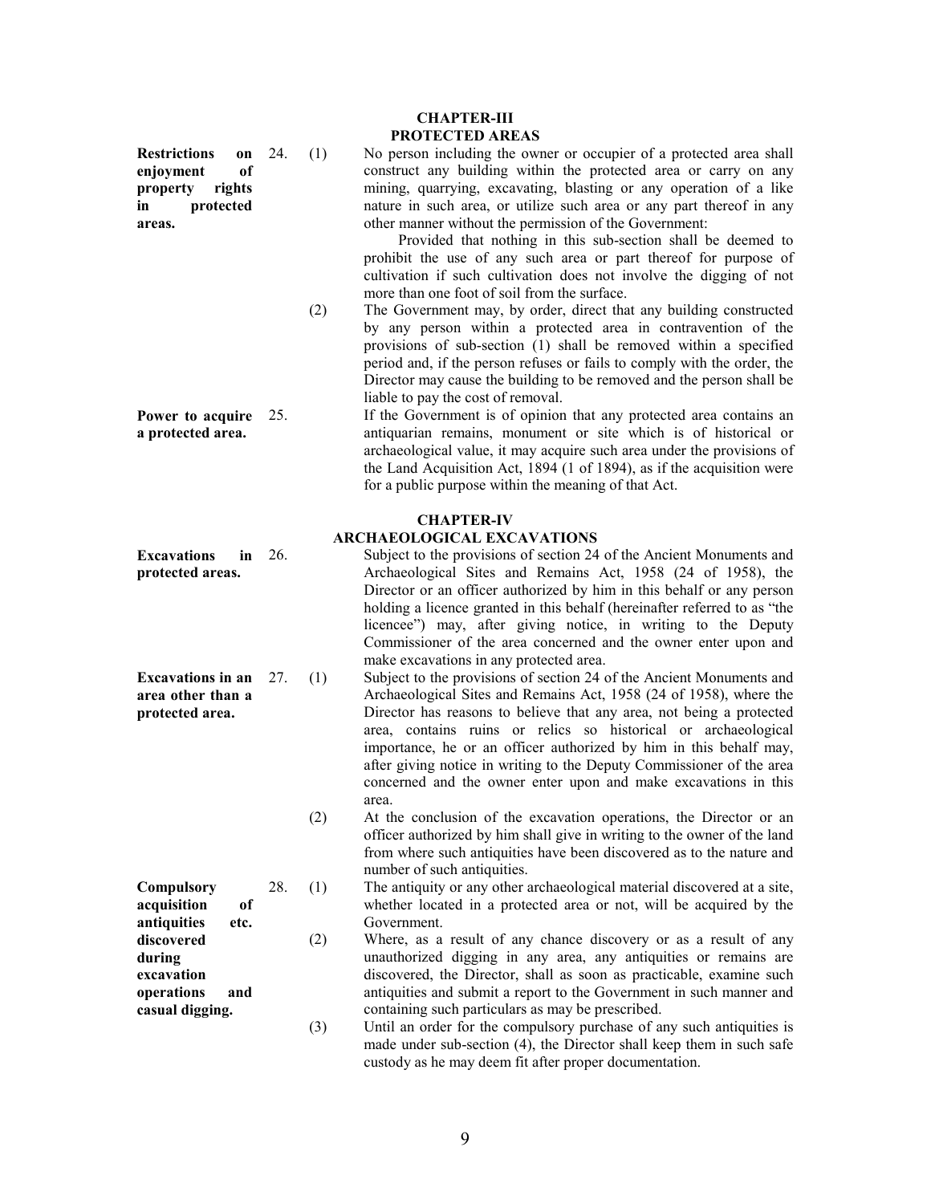## CHAPTER-III
## PROTECTED AREAS

**Restrictions on enjoyment of property rights in protected areas.**

24\. (1) No person including the owner or occupier of a protected area shall construct any building within the protected area or carry on any mining, quarrying, excavating, blasting or any operation of a like nature in such area, or utilize such area or any part thereof in any other manner without the permission of the Government:

Provided that nothing in this sub-section shall be deemed to prohibit the use of any such area or part thereof for purpose of cultivation if such cultivation does not involve the digging of not more than one foot of soil from the surface.

(2) The Government may, by order, direct that any building constructed by any person within a protected area in contravention of the provisions of sub-section (1) shall be removed within a specified period and, if the person refuses or fails to comply with the order, the Director may cause the building to be removed and the person shall be liable to pay the cost of removal.

**Power to acquire a protected area.**

25\. If the Government is of opinion that any protected area contains an antiquarian remains, monument or site which is of historical or archaeological value, it may acquire such area under the provisions of the Land Acquisition Act, 1894 (1 of 1894), as if the acquisition were for a public purpose within the meaning of that Act.

## CHAPTER-IV
## ARCHAEOLOGICAL EXCAVATIONS

**Excavations in protected areas.**

26\. Subject to the provisions of section 24 of the Ancient Monuments and Archaeological Sites and Remains Act, 1958 (24 of 1958), the Director or an officer authorized by him in this behalf or any person holding a licence granted in this behalf (hereinafter referred to as "the licencee") may, after giving notice, in writing to the Deputy Commissioner of the area concerned and the owner enter upon and make excavations in any protected area.

**Excavations in an area other than a protected area.**

27\. (1) Subject to the provisions of section 24 of the Ancient Monuments and Archaeological Sites and Remains Act, 1958 (24 of 1958), where the Director has reasons to believe that any area, not being a protected area, contains ruins or relics so historical or archaeological importance, he or an officer authorized by him in this behalf may, after giving notice in writing to the Deputy Commissioner of the area concerned and the owner enter upon and make excavations in this area.

(2) At the conclusion of the excavation operations, the Director or an officer authorized by him shall give in writing to the owner of the land from where such antiquities have been discovered as to the nature and number of such antiquities.

**Compulsory acquisition of antiquities etc. discovered during excavation operations and casual digging.**

28\. (1) The antiquity or any other archaeological material discovered at a site, whether located in a protected area or not, will be acquired by the Government.

(2) Where, as a result of any chance discovery or as a result of any unauthorized digging in any area, any antiquities or remains are discovered, the Director, shall as soon as practicable, examine such antiquities and submit a report to the Government in such manner and containing such particulars as may be prescribed.

(3) Until an order for the compulsory purchase of any such antiquities is made under sub-section (4), the Director shall keep them in such safe custody as he may deem fit after proper documentation.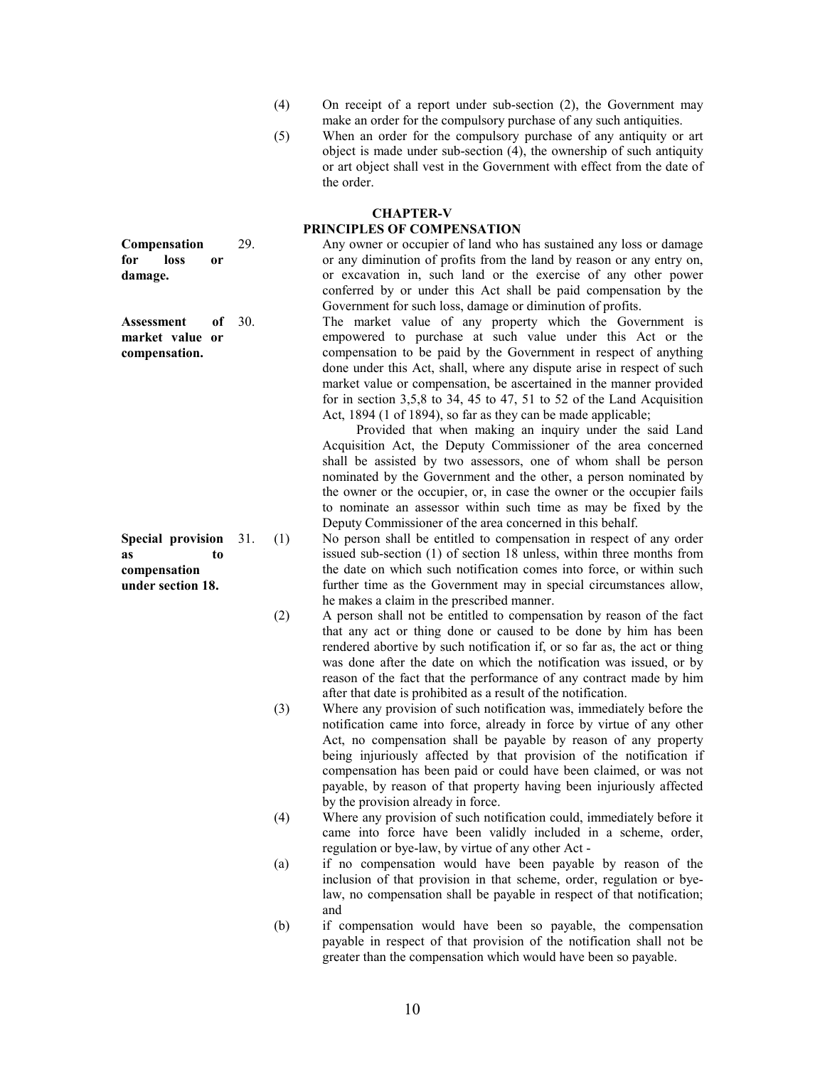(4) On receipt of a report under sub-section (2), the Government may make an order for the compulsory purchase of any such antiquities.

(5) When an order for the compulsory purchase of any antiquity or art object is made under sub-section (4), the ownership of such antiquity or art object shall vest in the Government with effect from the date of the order.

## CHAPTER-V
## PRINCIPLES OF COMPENSATION

**Compensation for loss or damage.**

29. Any owner or occupier of land who has sustained any loss or damage or any diminution of profits from the land by reason or any entry on, or excavation in, such land or the exercise of any other power conferred by or under this Act shall be paid compensation by the Government for such loss, damage or diminution of profits.

**Assessment of market value or compensation.**

30. The market value of any property which the Government is empowered to purchase at such value under this Act or the compensation to be paid by the Government in respect of anything done under this Act, shall, where any dispute arise in respect of such market value or compensation, be ascertained in the manner provided for in section 3,5,8 to 34, 45 to 47, 51 to 52 of the Land Acquisition Act, 1894 (1 of 1894), so far as they can be made applicable;

Provided that when making an inquiry under the said Land Acquisition Act, the Deputy Commissioner of the area concerned shall be assisted by two assessors, one of whom shall be person nominated by the Government and the other, a person nominated by the owner or the occupier, or, in case the owner or the occupier fails to nominate an assessor within such time as may be fixed by the Deputy Commissioner of the area concerned in this behalf.

**Special provision as to compensation under section 18.**

31. (1) No person shall be entitled to compensation in respect of any order issued sub-section (1) of section 18 unless, within three months from the date on which such notification comes into force, or within such further time as the Government may in special circumstances allow, he makes a claim in the prescribed manner.

(2) A person shall not be entitled to compensation by reason of the fact that any act or thing done or caused to be done by him has been rendered abortive by such notification if, or so far as, the act or thing was done after the date on which the notification was issued, or by reason of the fact that the performance of any contract made by him after that date is prohibited as a result of the notification.

(3) Where any provision of such notification was, immediately before the notification came into force, already in force by virtue of any other Act, no compensation shall be payable by reason of any property being injuriously affected by that provision of the notification if compensation has been paid or could have been claimed, or was not payable, by reason of that property having been injuriously affected by the provision already in force.

(4) Where any provision of such notification could, immediately before it came into force have been validly included in a scheme, order, regulation or bye-law, by virtue of any other Act -

(a) if no compensation would have been payable by reason of the inclusion of that provision in that scheme, order, regulation or bye-law, no compensation shall be payable in respect of that notification; and

(b) if compensation would have been so payable, the compensation payable in respect of that provision of the notification shall not be greater than the compensation which would have been so payable.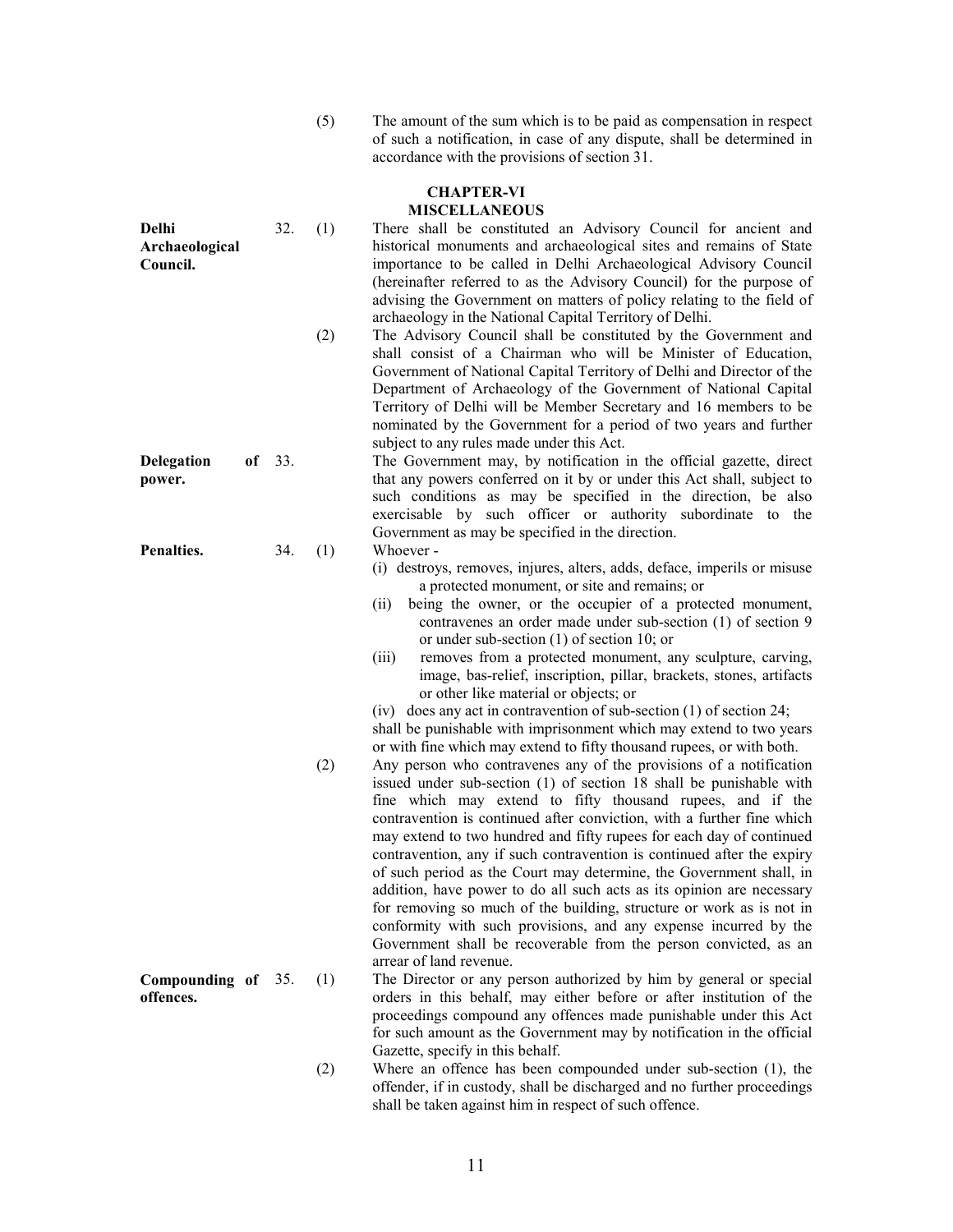(5) The amount of the sum which is to be paid as compensation in respect of such a notification, in case of any dispute, shall be determined in accordance with the provisions of section 31.

## CHAPTER-VI
## MISCELLANEOUS

**Delhi Archaeological Council.**

32. (1) There shall be constituted an Advisory Council for ancient and historical monuments and archaeological sites and remains of State importance to be called in Delhi Archaeological Advisory Council (hereinafter referred to as the Advisory Council) for the purpose of advising the Government on matters of policy relating to the field of archaeology in the National Capital Territory of Delhi.

(2) The Advisory Council shall be constituted by the Government and shall consist of a Chairman who will be Minister of Education, Government of National Capital Territory of Delhi and Director of the Department of Archaeology of the Government of National Capital Territory of Delhi will be Member Secretary and 16 members to be nominated by the Government for a period of two years and further subject to any rules made under this Act.

**Delegation of power.**

33. The Government may, by notification in the official gazette, direct that any powers conferred on it by or under this Act shall, subject to such conditions as may be specified in the direction, be also exercisable by such officer or authority subordinate to the Government as may be specified in the direction.

**Penalties.**

34. (1) Whoever -

(i) destroys, removes, injures, alters, adds, deface, imperils or misuse a protected monument, or site and remains; or

(ii) being the owner, or the occupier of a protected monument, contravenes an order made under sub-section (1) of section 9 or under sub-section (1) of section 10; or

(iii) removes from a protected monument, any sculpture, carving, image, bas-relief, inscription, pillar, brackets, stones, artifacts or other like material or objects; or

(iv) does any act in contravention of sub-section (1) of section 24;

shall be punishable with imprisonment which may extend to two years or with fine which may extend to fifty thousand rupees, or with both.

(2) Any person who contravenes any of the provisions of a notification issued under sub-section (1) of section 18 shall be punishable with fine which may extend to fifty thousand rupees, and if the contravention is continued after conviction, with a further fine which may extend to two hundred and fifty rupees for each day of continued contravention, any if such contravention is continued after the expiry of such period as the Court may determine, the Government shall, in addition, have power to do all such acts as its opinion are necessary for removing so much of the building, structure or work as is not in conformity with such provisions, and any expense incurred by the Government shall be recoverable from the person convicted, as an arrear of land revenue.

**Compounding of offences.**

35. (1) The Director or any person authorized by him by general or special orders in this behalf, may either before or after institution of the proceedings compound any offences made punishable under this Act for such amount as the Government may by notification in the official Gazette, specify in this behalf.

(2) Where an offence has been compounded under sub-section (1), the offender, if in custody, shall be discharged and no further proceedings shall be taken against him in respect of such offence.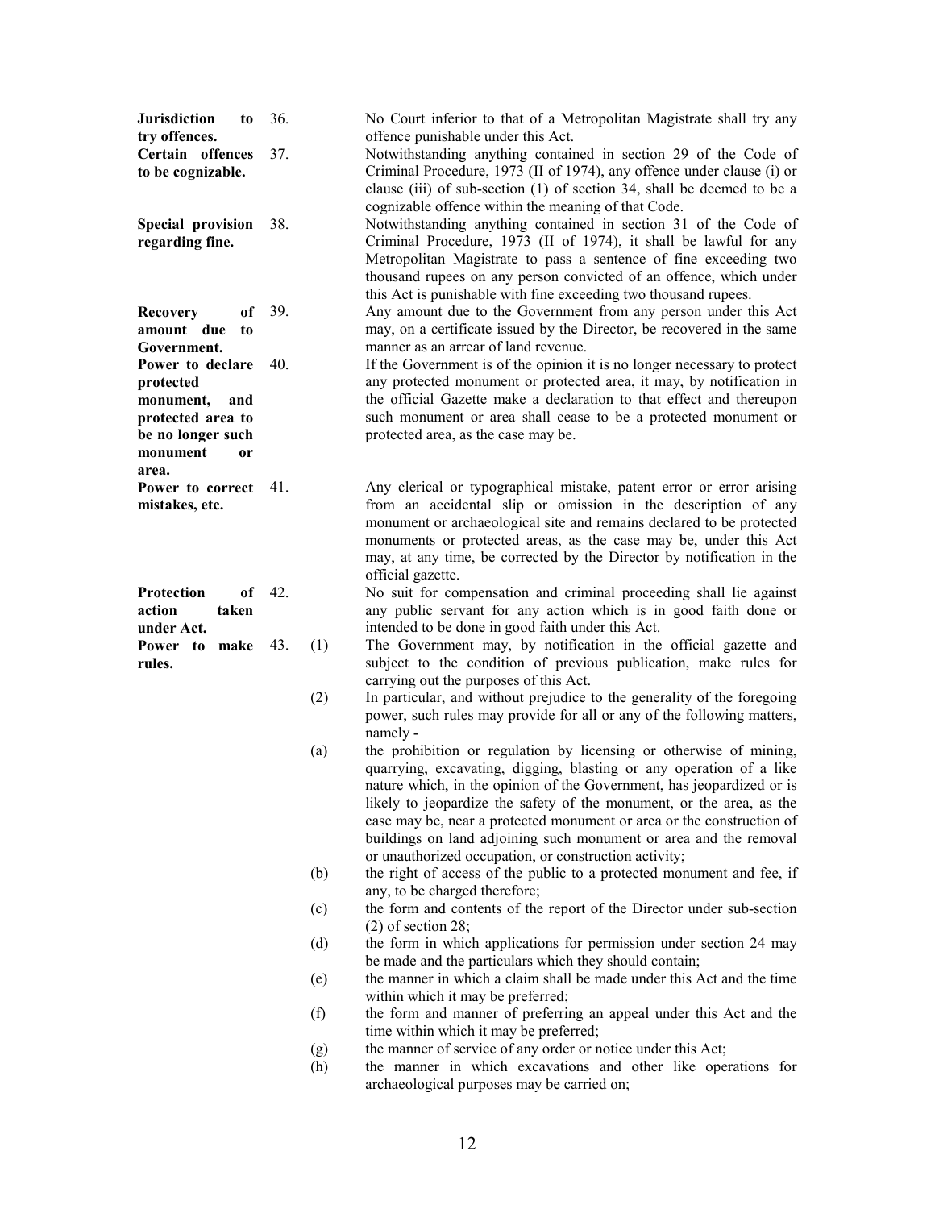**Jurisdiction to try offences.**

36. No Court inferior to that of a Metropolitan Magistrate shall try any offence punishable under this Act.

**Certain offences to be cognizable.**

37. Notwithstanding anything contained in section 29 of the Code of Criminal Procedure, 1973 (II of 1974), any offence under clause (i) or clause (iii) of sub-section (1) of section 34, shall be deemed to be a cognizable offence within the meaning of that Code.

**Special provision regarding fine.**

38. Notwithstanding anything contained in section 31 of the Code of Criminal Procedure, 1973 (II of 1974), it shall be lawful for any Metropolitan Magistrate to pass a sentence of fine exceeding two thousand rupees on any person convicted of an offence, which under this Act is punishable with fine exceeding two thousand rupees.

**Recovery of amount due to Government.**

39. Any amount due to the Government from any person under this Act may, on a certificate issued by the Director, be recovered in the same manner as an arrear of land revenue.

**Power to declare protected monument, and protected area to be no longer such monument or area.**

40. If the Government is of the opinion it is no longer necessary to protect any protected monument or protected area, it may, by notification in the official Gazette make a declaration to that effect and thereupon such monument or area shall cease to be a protected monument or protected area, as the case may be.

**Power to correct mistakes, etc.**

41. Any clerical or typographical mistake, patent error or error arising from an accidental slip or omission in the description of any monument or archaeological site and remains declared to be protected monuments or protected areas, as the case may be, under this Act may, at any time, be corrected by the Director by notification in the official gazette.

**Protection of action taken under Act.**

42. No suit for compensation and criminal proceeding shall lie against any public servant for any action which is in good faith done or intended to be done in good faith under this Act.

**Power to make rules.**

43. (1) The Government may, by notification in the official gazette and subject to the condition of previous publication, make rules for carrying out the purposes of this Act.

(2) In particular, and without prejudice to the generality of the foregoing power, such rules may provide for all or any of the following matters, namely -

(a) the prohibition or regulation by licensing or otherwise of mining, quarrying, excavating, digging, blasting or any operation of a like nature which, in the opinion of the Government, has jeopardized or is likely to jeopardize the safety of the monument, or the area, as the case may be, near a protected monument or area or the construction of buildings on land adjoining such monument or area and the removal or unauthorized occupation, or construction activity;

(b) the right of access of the public to a protected monument and fee, if any, to be charged therefore;

(c) the form and contents of the report of the Director under sub-section (2) of section 28;

(d) the form in which applications for permission under section 24 may be made and the particulars which they should contain;

(e) the manner in which a claim shall be made under this Act and the time within which it may be preferred;

(f) the form and manner of preferring an appeal under this Act and the time within which it may be preferred;

(g) the manner of service of any order or notice under this Act;

(h) the manner in which excavations and other like operations for archaeological purposes may be carried on;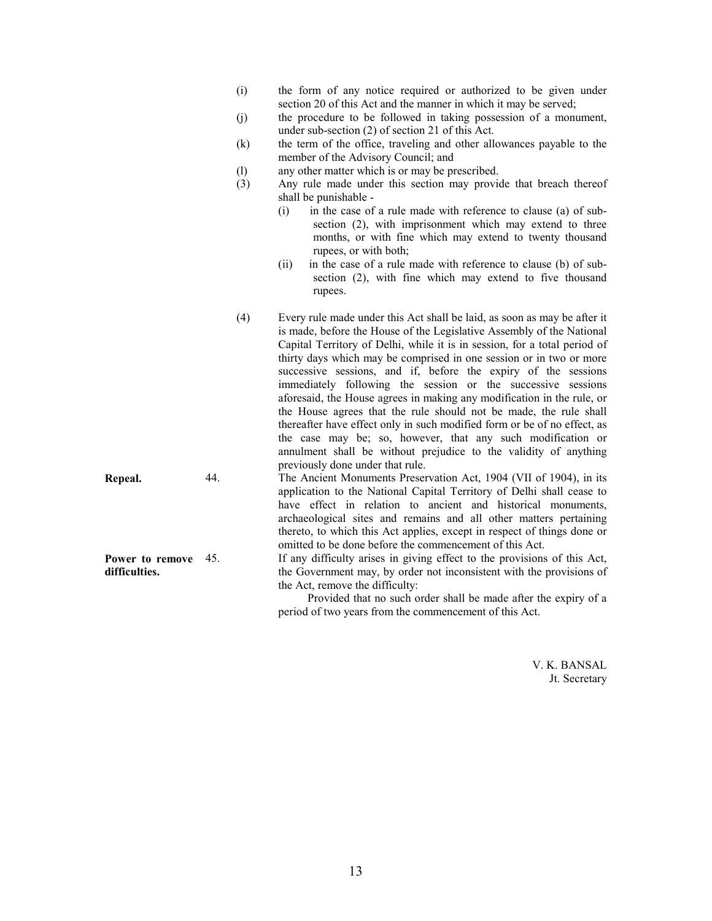(i) the form of any notice required or authorized to be given under section 20 of this Act and the manner in which it may be served;

(j) the procedure to be followed in taking possession of a monument, under sub-section (2) of section 21 of this Act.

(k) the term of the office, traveling and other allowances payable to the member of the Advisory Council; and

(l) any other matter which is or may be prescribed.

(3) Any rule made under this section may provide that breach thereof shall be punishable -

(i) in the case of a rule made with reference to clause (a) of sub-section (2), with imprisonment which may extend to three months, or with fine which may extend to twenty thousand rupees, or with both;

(ii) in the case of a rule made with reference to clause (b) of sub-section (2), with fine which may extend to five thousand rupees.

(4) Every rule made under this Act shall be laid, as soon as may be after it is made, before the House of the Legislative Assembly of the National Capital Territory of Delhi, while it is in session, for a total period of thirty days which may be comprised in one session or in two or more successive sessions, and if, before the expiry of the sessions immediately following the session or the successive sessions aforesaid, the House agrees in making any modification in the rule, or the House agrees that the rule should not be made, the rule shall thereafter have effect only in such modified form or be of no effect, as the case may be; so, however, that any such modification or annulment shall be without prejudice to the validity of anything previously done under that rule.

**Repeal.**

44. The Ancient Monuments Preservation Act, 1904 (VII of 1904), in its application to the National Capital Territory of Delhi shall cease to have effect in relation to ancient and historical monuments, archaeological sites and remains and all other matters pertaining thereto, to which this Act applies, except in respect of things done or omitted to be done before the commencement of this Act.

**Power to remove difficulties.**

45. If any difficulty arises in giving effect to the provisions of this Act, the Government may, by order not inconsistent with the provisions of the Act, remove the difficulty:

Provided that no such order shall be made after the expiry of a period of two years from the commencement of this Act.

V. K. BANSAL
Jt. Secretary